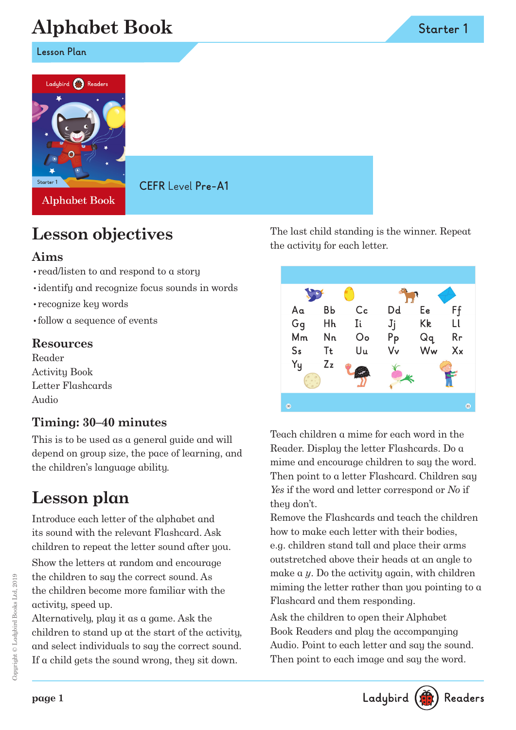# Alphabet Book

Starter 1

Lesson Plan

CEFR Level Pre-A1

## Lesson objectives

### Aims

- read/listen to and respond to a story
- identify and recognize focus sounds in words
- recognize key words
- follow a sequence of events

### Resources

Reader
Activity Book
Letter Flashcards
Audio

### Timing: 30–40 minutes

This is to be used as a general guide and will depend on group size, the pace of learning, and the children's language ability.

## Lesson plan

Introduce each letter of the alphabet and its sound with the relevant Flashcard. Ask children to repeat the letter sound after you.

Show the letters at random and encourage the children to say the correct sound. As the children become more familiar with the activity, speed up.

Alternatively, play it as a game. Ask the children to stand up at the start of the activity, and select individuals to say the correct sound. If a child gets the sound wrong, they sit down. The last child standing is the winner. Repeat the activity for each letter.

Teach children a mime for each word in the Reader. Display the letter Flashcards. Do a mime and encourage children to say the word. Then point to a letter Flashcard. Children say *Yes* if the word and letter correspond or *No* if they don't.

Remove the Flashcards and teach the children how to make each letter with their bodies, e.g. children stand tall and place their arms outstretched above their heads at an angle to make a *y*. Do the activity again, with children miming the letter rather than you pointing to a Flashcard and them responding.

Ask the children to open their Alphabet Book Readers and play the accompanying Audio. Point to each letter and say the sound. Then point to each image and say the word.

Copyright © Ladybird Books Ltd, 2019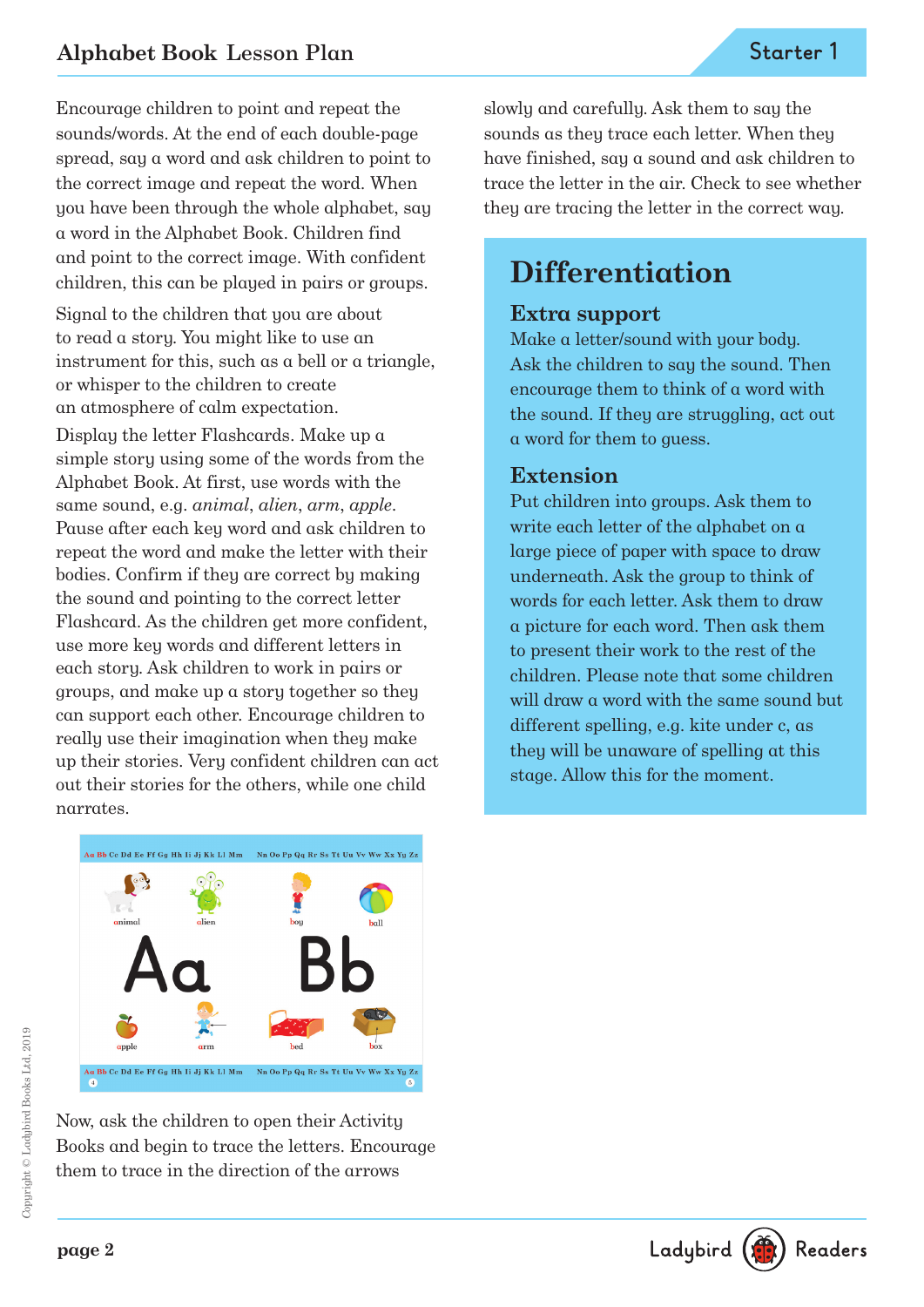Encourage children to point and repeat the sounds/words. At the end of each double-page spread, say a word and ask children to point to the correct image and repeat the word. When you have been through the whole alphabet, say a word in the Alphabet Book. Children find and point to the correct image. With confident children, this can be played in pairs or groups.

Signal to the children that you are about to read a story. You might like to use an instrument for this, such as a bell or a triangle, or whisper to the children to create an atmosphere of calm expectation.

Display the letter Flashcards. Make up a simple story using some of the words from the Alphabet Book. At first, use words with the same sound, e.g. *animal*, *alien*, *arm*, *apple*. Pause after each key word and ask children to repeat the word and make the letter with their bodies. Confirm if they are correct by making the sound and pointing to the correct letter Flashcard. As the children get more confident, use more key words and different letters in each story. Ask children to work in pairs or groups, and make up a story together so they can support each other. Encourage children to really use their imagination when they make up their stories. Very confident children can act out their stories for the others, while one child narrates.

Now, ask the children to open their Activity Books and begin to trace the letters. Encourage them to trace in the direction of the arrows slowly and carefully. Ask them to say the sounds as they trace each letter. When they have finished, say a sound and ask children to trace the letter in the air. Check to see whether they are tracing the letter in the correct way.

## Differentiation

### Extra support

Make a letter/sound with your body. Ask the children to say the sound. Then encourage them to think of a word with the sound. If they are struggling, act out a word for them to guess.

### Extension

Put children into groups. Ask them to write each letter of the alphabet on a large piece of paper with space to draw underneath. Ask the group to think of words for each letter. Ask them to draw a picture for each word. Then ask them to present their work to the rest of the children. Please note that some children will draw a word with the same sound but different spelling, e.g. kite under c, as they will be unaware of spelling at this stage. Allow this for the moment.